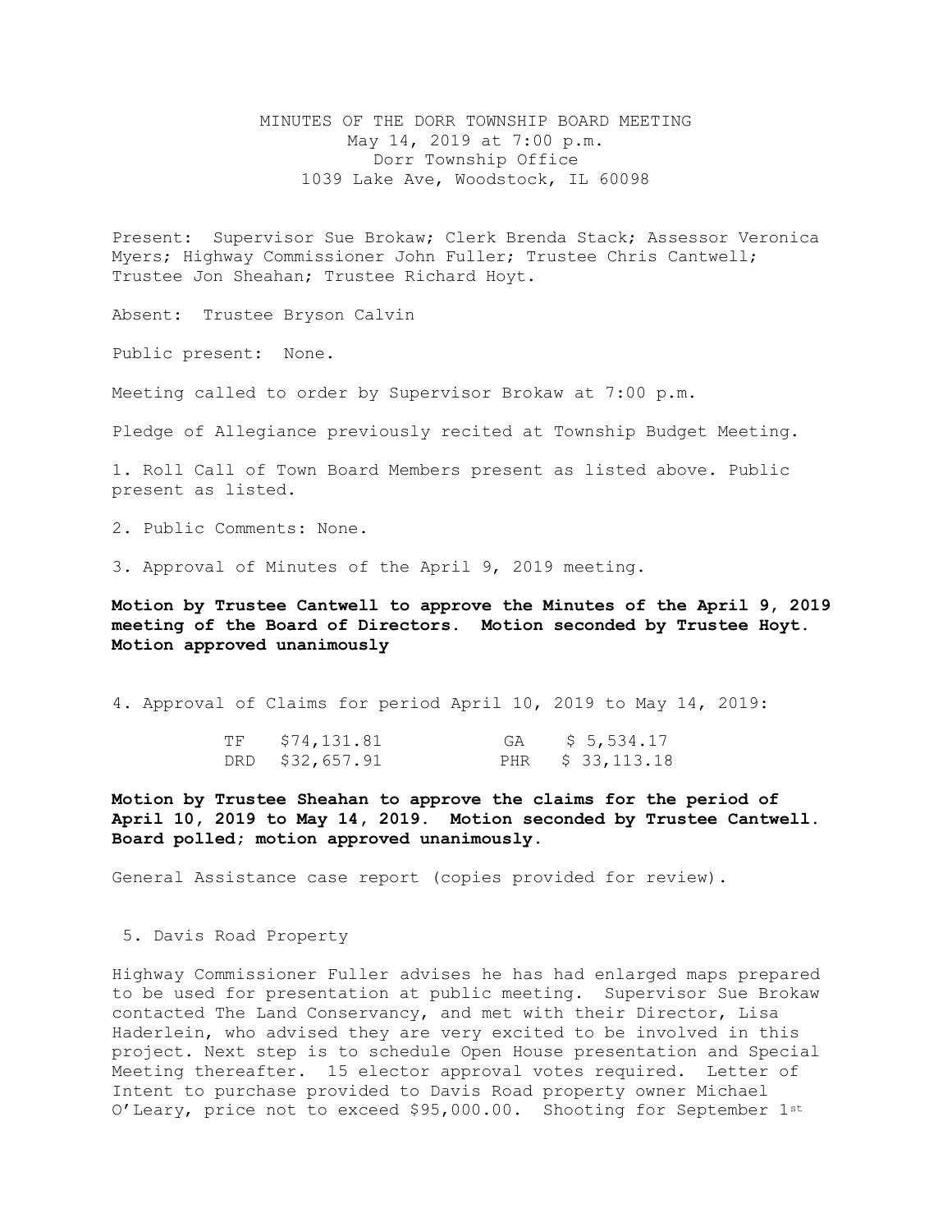MINUTES OF THE DORR TOWNSHIP BOARD MEETING
May 14, 2019 at 7:00 p.m.
Dorr Township Office
1039 Lake Ave, Woodstock, IL 60098

Present: Supervisor Sue Brokaw; Clerk Brenda Stack; Assessor Veronica Myers; Highway Commissioner John Fuller; Trustee Chris Cantwell; Trustee Jon Sheahan; Trustee Richard Hoyt.

Absent: Trustee Bryson Calvin

Public present: None.

Meeting called to order by Supervisor Brokaw at 7:00 p.m.

Pledge of Allegiance previously recited at Township Budget Meeting.

1. Roll Call of Town Board Members present as listed above. Public present as listed.

2. Public Comments: None.

3. Approval of Minutes of the April 9, 2019 meeting.

**Motion by Trustee Cantwell to approve the Minutes of the April 9, 2019 meeting of the Board of Directors. Motion seconded by Trustee Hoyt. Motion approved unanimously**

4. Approval of Claims for period April 10, 2019 to May 14, 2019:

| | | | |
|---|---|---|---|
| TF | $74,131.81 | GA | $ 5,534.17 |
| DRD | $32,657.91 | PHR | $ 33,113.18 |

**Motion by Trustee Sheahan to approve the claims for the period of April 10, 2019 to May 14, 2019. Motion seconded by Trustee Cantwell. Board polled; motion approved unanimously.**

General Assistance case report (copies provided for review).

5. Davis Road Property

Highway Commissioner Fuller advises he has had enlarged maps prepared to be used for presentation at public meeting. Supervisor Sue Brokaw contacted The Land Conservancy, and met with their Director, Lisa Haderlein, who advised they are very excited to be involved in this project. Next step is to schedule Open House presentation and Special Meeting thereafter. 15 elector approval votes required. Letter of Intent to purchase provided to Davis Road property owner Michael O'Leary, price not to exceed $95,000.00. Shooting for September 1st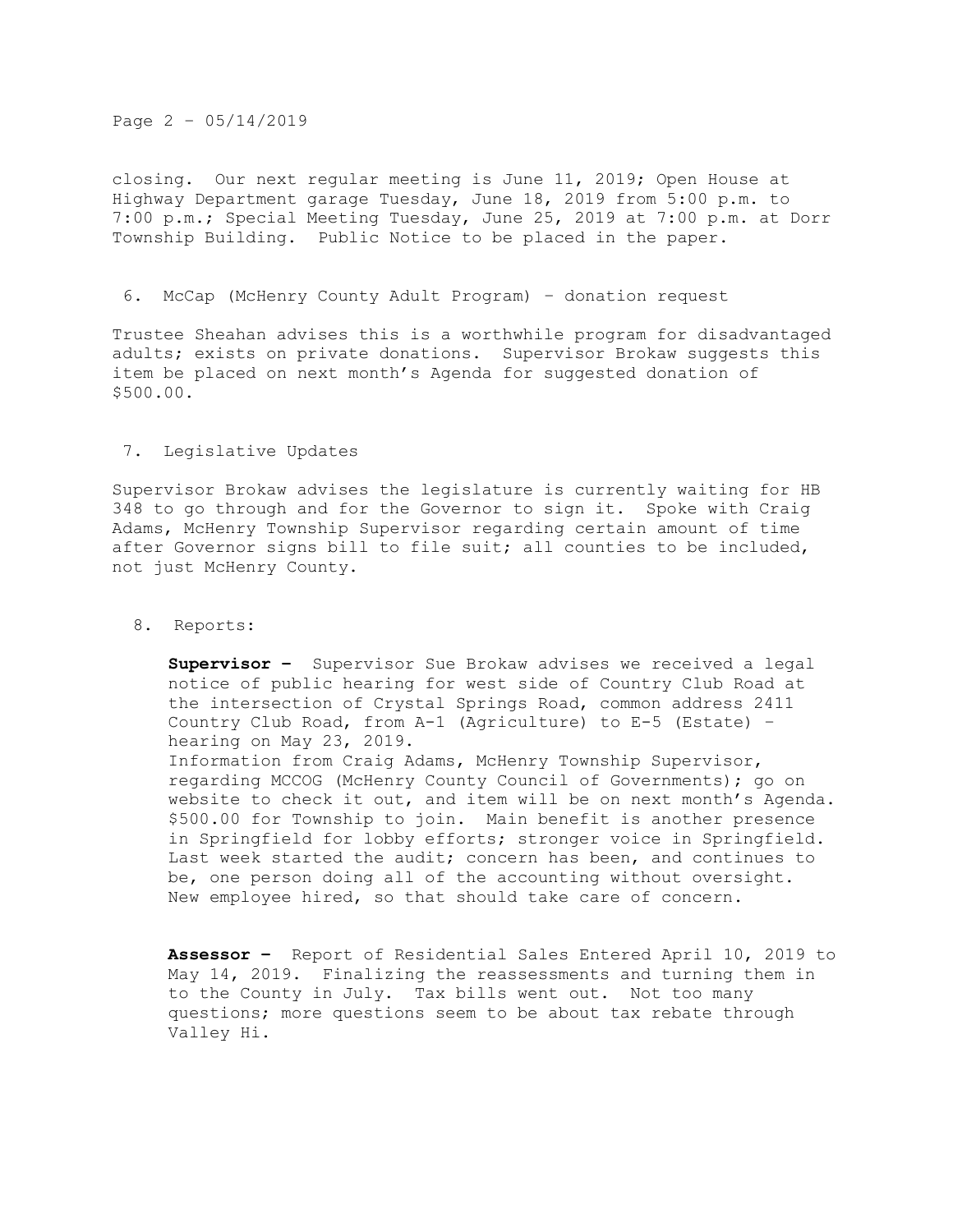closing. Our next regular meeting is June 11, 2019; Open House at Highway Department garage Tuesday, June 18, 2019 from 5:00 p.m. to 7:00 p.m.; Special Meeting Tuesday, June 25, 2019 at 7:00 p.m. at Dorr Township Building. Public Notice to be placed in the paper.

6. McCap (McHenry County Adult Program) – donation request

Trustee Sheahan advises this is a worthwhile program for disadvantaged adults; exists on private donations. Supervisor Brokaw suggests this item be placed on next month's Agenda for suggested donation of $500.00.

7. Legislative Updates

Supervisor Brokaw advises the legislature is currently waiting for HB 348 to go through and for the Governor to sign it. Spoke with Craig Adams, McHenry Township Supervisor regarding certain amount of time after Governor signs bill to file suit; all counties to be included, not just McHenry County.

8. Reports:

**Supervisor –** Supervisor Sue Brokaw advises we received a legal notice of public hearing for west side of Country Club Road at the intersection of Crystal Springs Road, common address 2411 Country Club Road, from A-1 (Agriculture) to E-5 (Estate) – hearing on May 23, 2019.
Information from Craig Adams, McHenry Township Supervisor, regarding MCCOG (McHenry County Council of Governments); go on website to check it out, and item will be on next month's Agenda. $500.00 for Township to join. Main benefit is another presence in Springfield for lobby efforts; stronger voice in Springfield. Last week started the audit; concern has been, and continues to be, one person doing all of the accounting without oversight. New employee hired, so that should take care of concern.

**Assessor –** Report of Residential Sales Entered April 10, 2019 to May 14, 2019. Finalizing the reassessments and turning them in to the County in July. Tax bills went out. Not too many questions; more questions seem to be about tax rebate through Valley Hi.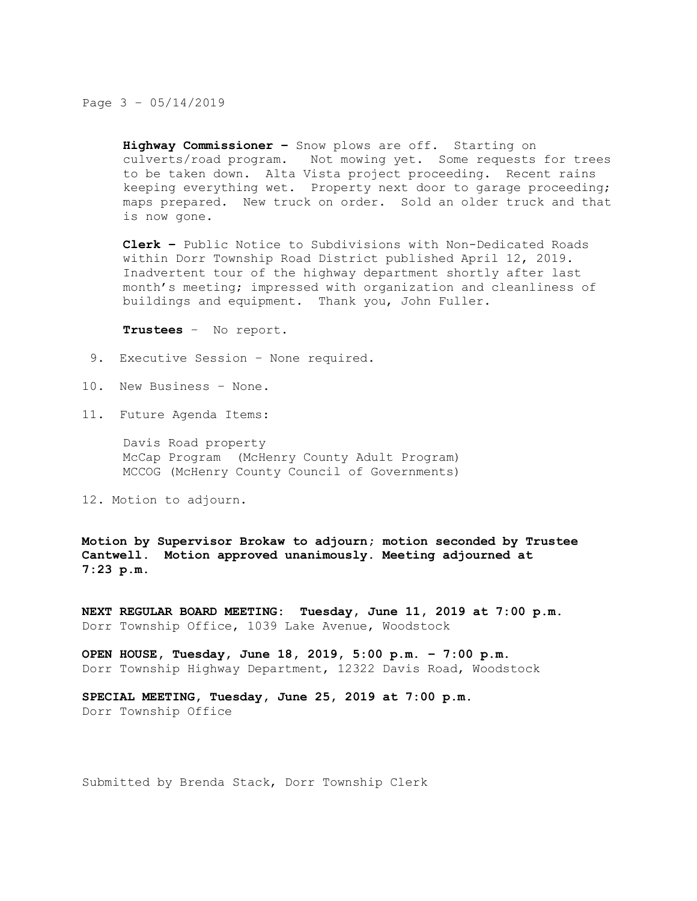**Highway Commissioner –** Snow plows are off. Starting on culverts/road program. Not mowing yet. Some requests for trees to be taken down. Alta Vista project proceeding. Recent rains keeping everything wet. Property next door to garage proceeding; maps prepared. New truck on order. Sold an older truck and that is now gone.

**Clerk –** Public Notice to Subdivisions with Non-Dedicated Roads within Dorr Township Road District published April 12, 2019. Inadvertent tour of the highway department shortly after last month's meeting; impressed with organization and cleanliness of buildings and equipment. Thank you, John Fuller.

**Trustees** – No report.

9. Executive Session – None required.

10. New Business – None.

11. Future Agenda Items:

    Davis Road property
    McCap Program (McHenry County Adult Program)
    MCCOG (McHenry County Council of Governments)

12. Motion to adjourn.

**Motion by Supervisor Brokaw to adjourn; motion seconded by Trustee Cantwell. Motion approved unanimously. Meeting adjourned at 7:23 p.m.**

**NEXT REGULAR BOARD MEETING: Tuesday, June 11, 2019 at 7:00 p.m.**
Dorr Township Office, 1039 Lake Avenue, Woodstock

**OPEN HOUSE, Tuesday, June 18, 2019, 5:00 p.m. – 7:00 p.m.**
Dorr Township Highway Department, 12322 Davis Road, Woodstock

**SPECIAL MEETING, Tuesday, June 25, 2019 at 7:00 p.m.**
Dorr Township Office

Submitted by Brenda Stack, Dorr Township Clerk